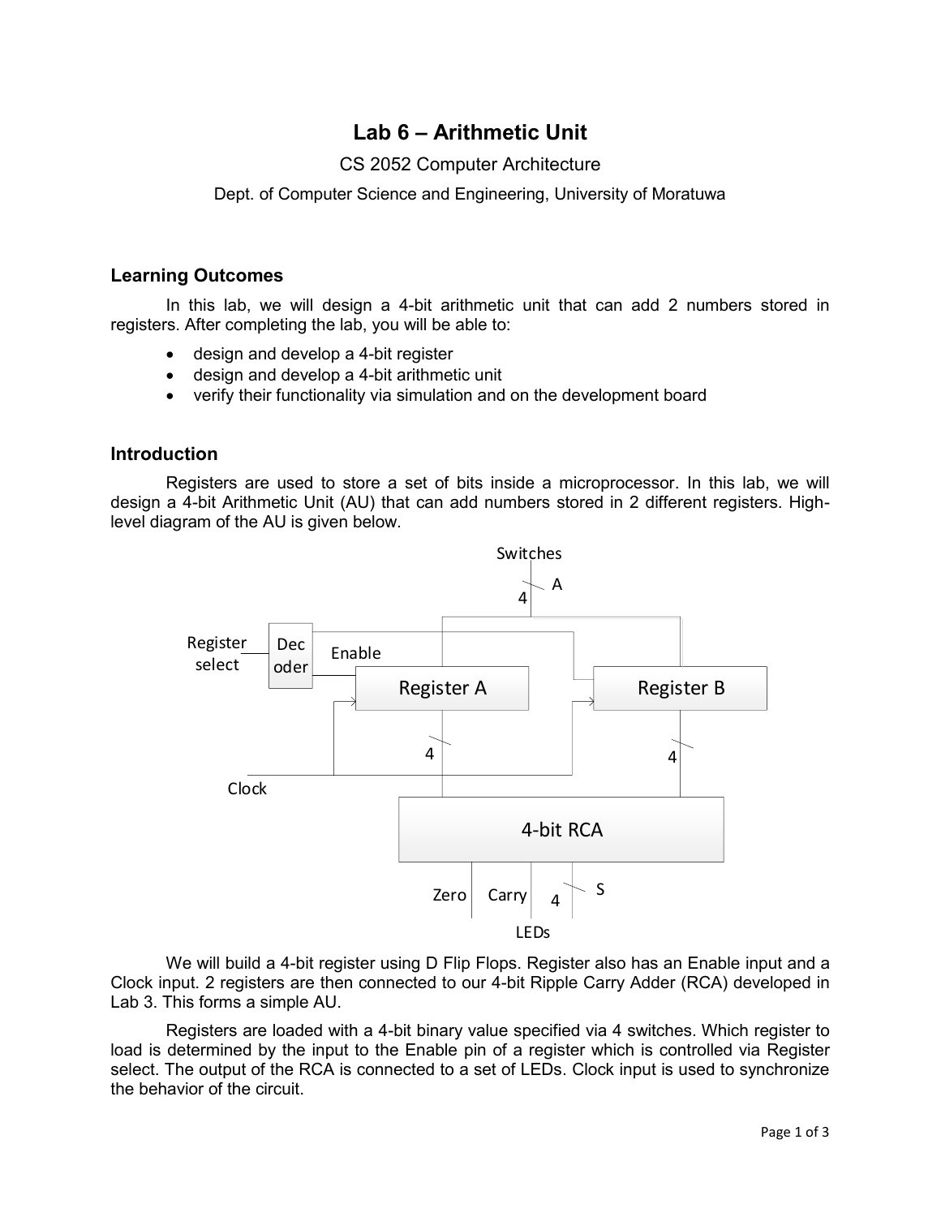# Lab 6 – Arithmetic Unit

CS 2052 Computer Architecture

Dept. of Computer Science and Engineering, University of Moratuwa

## Learning Outcomes

In this lab, we will design a 4-bit arithmetic unit that can add 2 numbers stored in registers. After completing the lab, you will be able to:

- design and develop a 4-bit register
- design and develop a 4-bit arithmetic unit
- verify their functionality via simulation and on the development board

## Introduction

Registers are used to store a set of bits inside a microprocessor. In this lab, we will design a 4-bit Arithmetic Unit (AU) that can add numbers stored in 2 different registers. High-level diagram of the AU is given below.

Switches

A

4

Register select

Decoder

Enable

Register A

Register B

4

4

Clock

4-bit RCA

Zero

Carry

4

S

LEDs

We will build a 4-bit register using D Flip Flops. Register also has an Enable input and a Clock input. 2 registers are then connected to our 4-bit Ripple Carry Adder (RCA) developed in Lab 3. This forms a simple AU.

Registers are loaded with a 4-bit binary value specified via 4 switches. Which register to load is determined by the input to the Enable pin of a register which is controlled via Register select. The output of the RCA is connected to a set of LEDs. Clock input is used to synchronize the behavior of the circuit.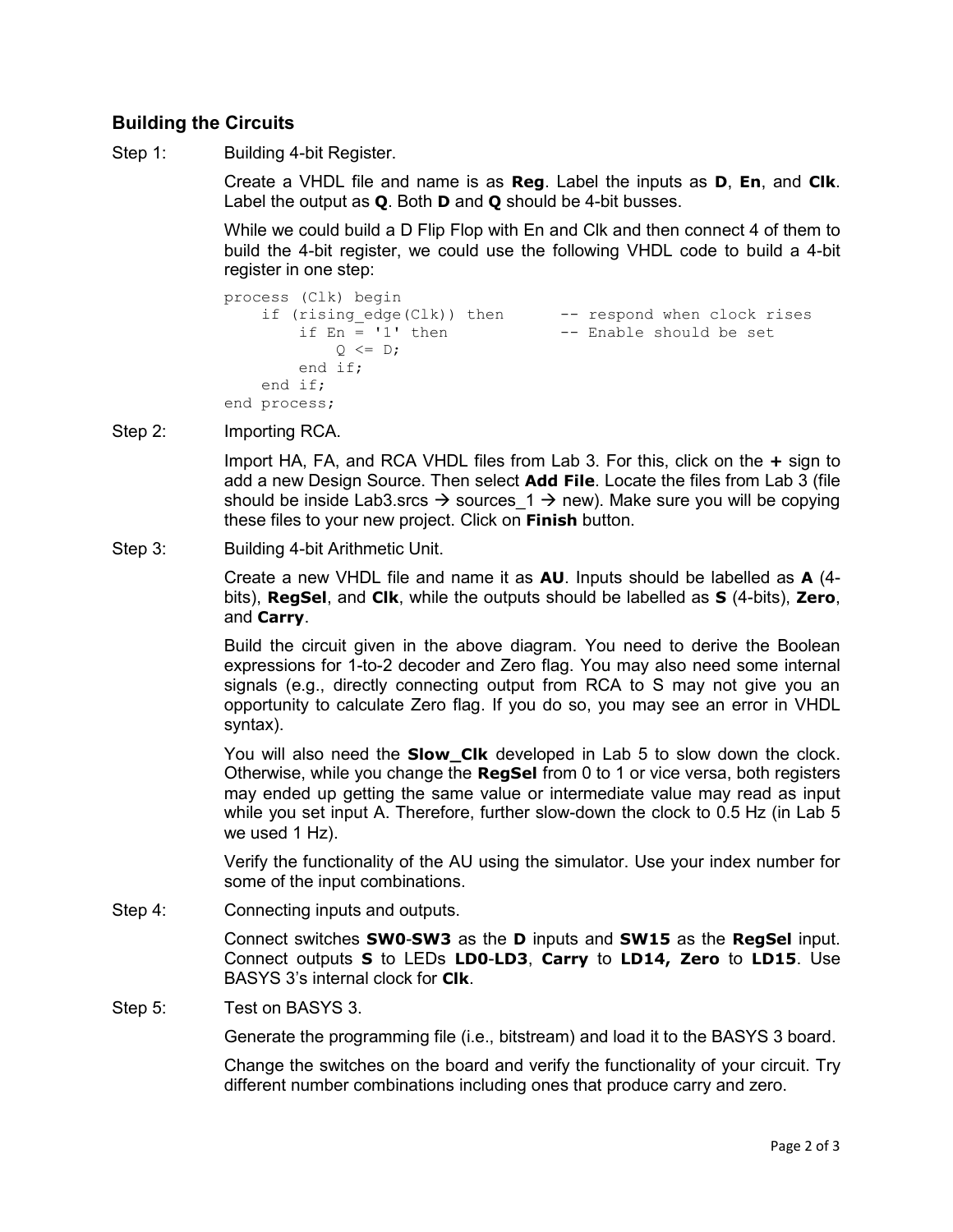## Building the Circuits

Step 1: Building 4-bit Register.

Create a VHDL file and name is as **Reg**. Label the inputs as **D**, **En**, and **Clk**. Label the output as **Q**. Both **D** and **Q** should be 4-bit busses.

While we could build a D Flip Flop with En and Clk and then connect 4 of them to build the 4-bit register, we could use the following VHDL code to build a 4-bit register in one step:

```
process (Clk) begin
    if (rising_edge(Clk)) then      -- respond when clock rises
        if En = '1' then            -- Enable should be set
            Q <= D;
        end if;
    end if;
end process;
```

Step 2: Importing RCA.

Import HA, FA, and RCA VHDL files from Lab 3. For this, click on the **+** sign to add a new Design Source. Then select **Add File**. Locate the files from Lab 3 (file should be inside Lab3.srcs → sources_1 → new). Make sure you will be copying these files to your new project. Click on **Finish** button.

Step 3: Building 4-bit Arithmetic Unit.

Create a new VHDL file and name it as **AU**. Inputs should be labelled as **A** (4-bits), **RegSel**, and **Clk**, while the outputs should be labelled as **S** (4-bits), **Zero**, and **Carry**.

Build the circuit given in the above diagram. You need to derive the Boolean expressions for 1-to-2 decoder and Zero flag. You may also need some internal signals (e.g., directly connecting output from RCA to S may not give you an opportunity to calculate Zero flag. If you do so, you may see an error in VHDL syntax).

You will also need the **Slow_Clk** developed in Lab 5 to slow down the clock. Otherwise, while you change the **RegSel** from 0 to 1 or vice versa, both registers may ended up getting the same value or intermediate value may read as input while you set input A. Therefore, further slow-down the clock to 0.5 Hz (in Lab 5 we used 1 Hz).

Verify the functionality of the AU using the simulator. Use your index number for some of the input combinations.

Step 4: Connecting inputs and outputs.

Connect switches **SW0**-**SW3** as the **D** inputs and **SW15** as the **RegSel** input. Connect outputs **S** to LEDs **LD0**-**LD3**, **Carry** to **LD14, Zero** to **LD15**. Use BASYS 3's internal clock for **Clk**.

Step 5: Test on BASYS 3.

Generate the programming file (i.e., bitstream) and load it to the BASYS 3 board.

Change the switches on the board and verify the functionality of your circuit. Try different number combinations including ones that produce carry and zero.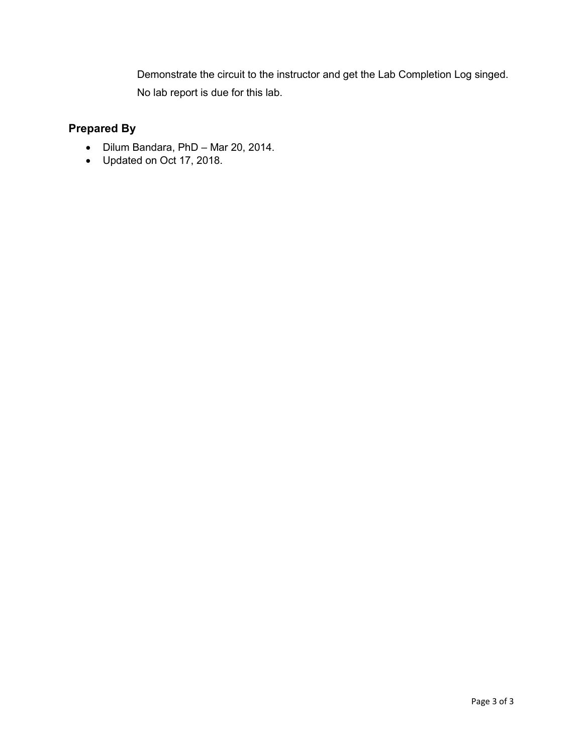Demonstrate the circuit to the instructor and get the Lab Completion Log singed.

No lab report is due for this lab.

## Prepared By

- Dilum Bandara, PhD – Mar 20, 2014.
- Updated on Oct 17, 2018.